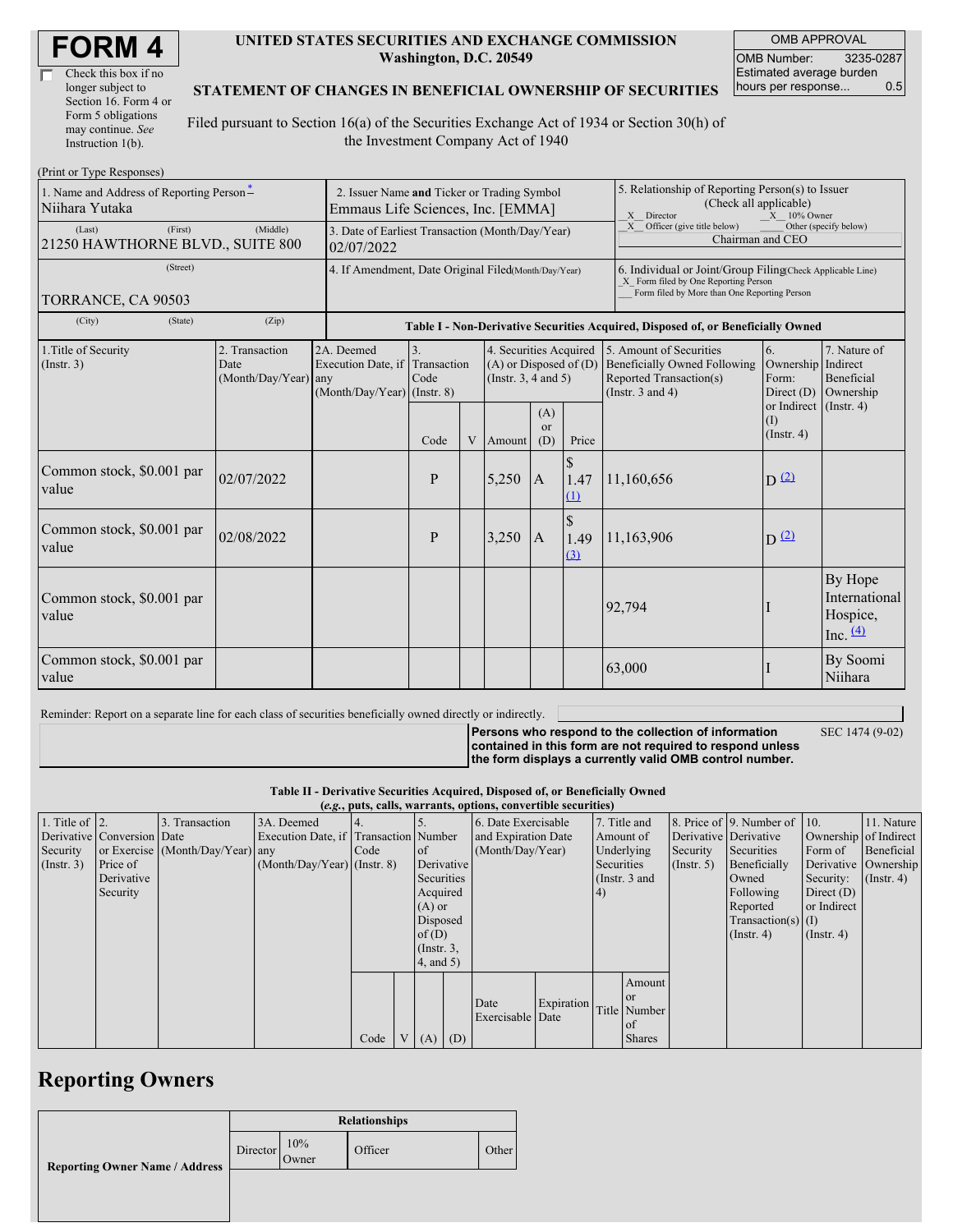# FORM 4

☐ Check this box if no longer subject to Section 16. Form 4 or Form 5 obligations may continue. *See* Instruction 1(b).

**UNITED STATES SECURITIES AND EXCHANGE COMMISSION**
**Washington, D.C. 20549**

**STATEMENT OF CHANGES IN BENEFICIAL OWNERSHIP OF SECURITIES**

Filed pursuant to Section 16(a) of the Securities Exchange Act of 1934 or Section 30(h) of the Investment Company Act of 1940

| OMB APPROVAL | |
|---|---|
| OMB Number: | 3235-0287 |
| Estimated average burden hours per response... | 0.5 |

(Print or Type Responses)

| 1. Name and Address of Reporting Person * | 2. Issuer Name **and** Ticker or Trading Symbol | 5. Relationship of Reporting Person(s) to Issuer (Check all applicable) |
|---|---|---|
| Niihara Yutaka | Emmaus Life Sciences, Inc. [EMMA] | _X_ Director _X_ 10% Owner |
| (Last) (First) (Middle) | 3. Date of Earliest Transaction (Month/Day/Year) | _X_ Officer (give title below) ___ Other (specify below) |
| 21250 HAWTHORNE BLVD., SUITE 800 | 02/07/2022 | Chairman and CEO |
| (Street) | 4. If Amendment, Date Original Filed (Month/Day/Year) | 6. Individual or Joint/Group Filing (Check Applicable Line) _X_ Form filed by One Reporting Person ___ Form filed by More than One Reporting Person |
| TORRANCE, CA 90503 | | |
| (City) (State) (Zip) | | |

**Table I - Non-Derivative Securities Acquired, Disposed of, or Beneficially Owned**

| 1.Title of Security (Instr. 3) | 2. Transaction Date (Month/Day/Year) | 2A. Deemed Execution Date, if any (Month/Day/Year) | 3. Transaction Code (Instr. 8) | | 4. Securities Acquired (A) or Disposed of (D) (Instr. 3, 4 and 5) | | | 5. Amount of Securities Beneficially Owned Following Reported Transaction(s) (Instr. 3 and 4) | 6. Ownership Form: Direct (D) or Indirect (I) (Instr. 4) | 7. Nature of Indirect Beneficial Ownership (Instr. 4) |
|---|---|---|---|---|---|---|---|---|---|---|
| | | | Code | V | Amount | (A) or (D) | Price | | | |
| Common stock, $0.001 par value | 02/07/2022 | | P | | 5,250 | A | $ 1.47 (1) | 11,160,656 | D (2) | |
| Common stock, $0.001 par value | 02/08/2022 | | P | | 3,250 | A | $ 1.49 (3) | 11,163,906 | D (2) | |
| Common stock, $0.001 par value | | | | | | | | 92,794 | I | By Hope International Hospice, Inc. (4) |
| Common stock, $0.001 par value | | | | | | | | 63,000 | I | By Soomi Niihara |

Reminder: Report on a separate line for each class of securities beneficially owned directly or indirectly.

**Persons who respond to the collection of information contained in this form are not required to respond unless the form displays a currently valid OMB control number.** SEC 1474 (9-02)

**Table II - Derivative Securities Acquired, Disposed of, or Beneficially Owned**
***(e.g., puts, calls, warrants, options, convertible securities)***

| 1. Title of Derivative Security (Instr. 3) | 2. Conversion or Exercise Price of Derivative Security | 3. Transaction Date (Month/Day/Year) | 3A. Deemed Execution Date, if any (Month/Day/Year) | 4. Transaction Code (Instr. 8) | | 5. Number of Derivative Securities Acquired (A) or Disposed of (D) (Instr. 3, 4, and 5) | | 6. Date Exercisable and Expiration Date (Month/Day/Year) | | 7. Title and Amount of Underlying Securities (Instr. 3 and 4) | | 8. Price of Derivative Security (Instr. 5) | 9. Number of Derivative Securities Beneficially Owned Following Reported Transaction(s) (Instr. 4) | 10. Ownership Form of Derivative Security: Direct (D) or Indirect (I) (Instr. 4) | 11. Nature of Indirect Beneficial Ownership (Instr. 4) |
|---|---|---|---|---|---|---|---|---|---|---|---|---|---|---|---|
| | | | | Code | V | (A) | (D) | Date Exercisable | Expiration Date | Title | Amount or Number of Shares | | | | |

## Reporting Owners

| Reporting Owner Name / Address | Relationships | | | |
|---|---|---|---|---|
| | Director | 10% Owner | Officer | Other |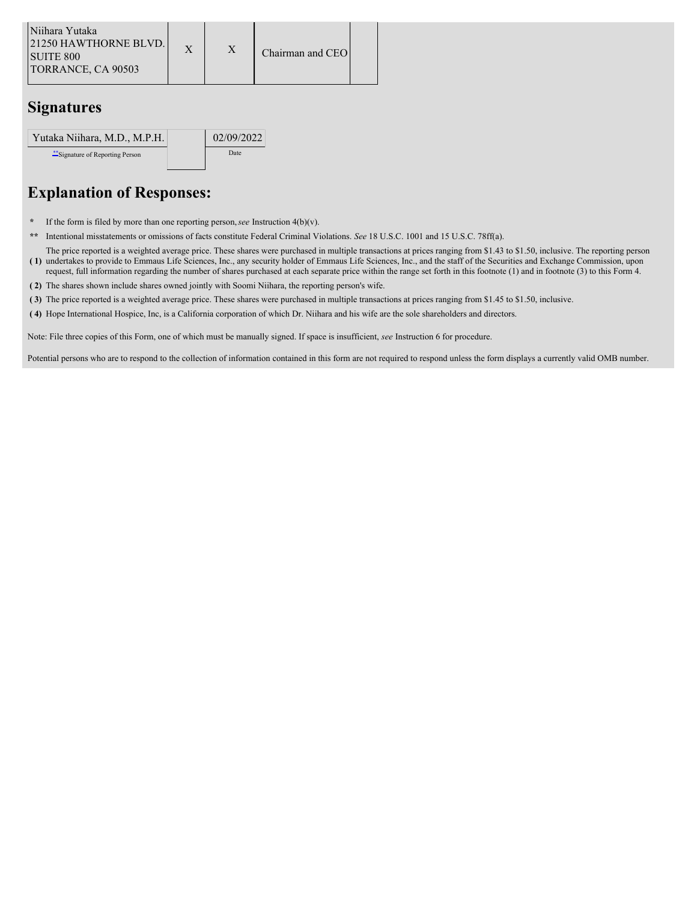| | | | | |
|---|---|---|---|---|
| Niihara Yutaka<br>21250 HAWTHORNE BLVD.<br>SUITE 800<br>TORRANCE, CA 90503 | X | X | Chairman and CEO | |

## Signatures

| | |
|---|---|
| Yutaka Niihara, M.D., M.P.H. | 02/09/2022 |
| **Signature of Reporting Person | Date |

## Explanation of Responses:

- \* If the form is filed by more than one reporting person, *see* Instruction 4(b)(v).
- \*\* Intentional misstatements or omissions of facts constitute Federal Criminal Violations. *See* 18 U.S.C. 1001 and 15 U.S.C. 78ff(a).
- ( 1) The price reported is a weighted average price. These shares were purchased in multiple transactions at prices ranging from $1.43 to $1.50, inclusive. The reporting person undertakes to provide to Emmaus Life Sciences, Inc., any security holder of Emmaus Life Sciences, Inc., and the staff of the Securities and Exchange Commission, upon request, full information regarding the number of shares purchased at each separate price within the range set forth in this footnote (1) and in footnote (3) to this Form 4.
- ( 2) The shares shown include shares owned jointly with Soomi Niihara, the reporting person's wife.
- ( 3) The price reported is a weighted average price. These shares were purchased in multiple transactions at prices ranging from $1.45 to $1.50, inclusive.
- ( 4) Hope International Hospice, Inc, is a California corporation of which Dr. Niihara and his wife are the sole shareholders and directors.

Note: File three copies of this Form, one of which must be manually signed. If space is insufficient, *see* Instruction 6 for procedure.

Potential persons who are to respond to the collection of information contained in this form are not required to respond unless the form displays a currently valid OMB number.